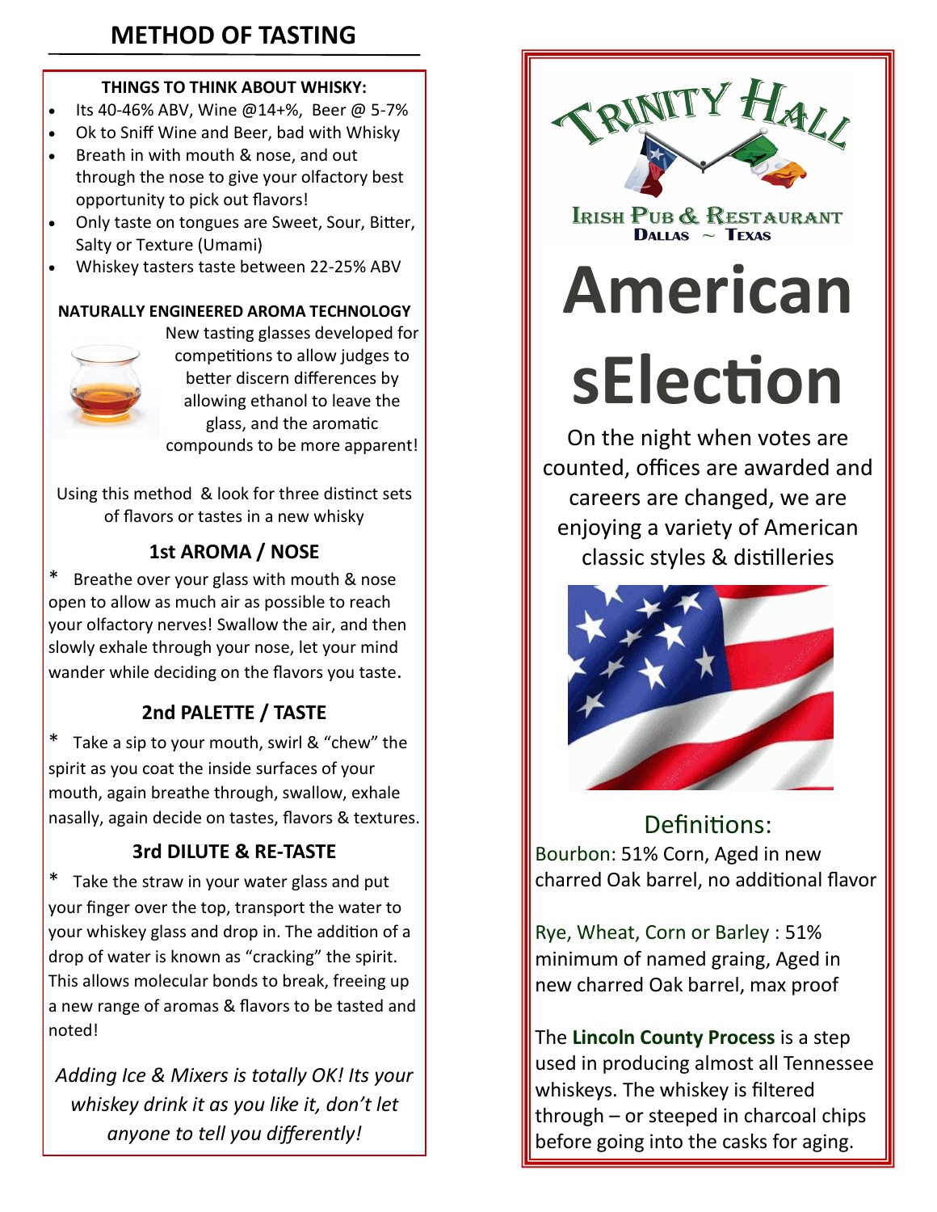# METHOD OF TASTING

**THINGS TO THINK ABOUT WHISKY:**

- Its 40-46% ABV, Wine @14+%, Beer @ 5-7%
- Ok to Sniff Wine and Beer, bad with Whisky
- Breath in with mouth & nose, and out through the nose to give your olfactory best opportunity to pick out flavors!
- Only taste on tongues are Sweet, Sour, Bitter, Salty or Texture (Umami)
- Whiskey tasters taste between 22-25% ABV

**NATURALLY ENGINEERED AROMA TECHNOLOGY**

New tasting glasses developed for competitions to allow judges to better discern differences by allowing ethanol to leave the glass, and the aromatic compounds to be more apparent!

Using this method & look for three distinct sets of flavors or tastes in a new whisky

### 1st AROMA / NOSE

\* Breathe over your glass with mouth & nose open to allow as much air as possible to reach your olfactory nerves! Swallow the air, and then slowly exhale through your nose, let your mind wander while deciding on the flavors you taste.

### 2nd PALETTE / TASTE

\* Take a sip to your mouth, swirl & "chew" the spirit as you coat the inside surfaces of your mouth, again breathe through, swallow, exhale nasally, again decide on tastes, flavors & textures.

### 3rd DILUTE & RE-TASTE

\* Take the straw in your water glass and put your finger over the top, transport the water to your whiskey glass and drop in. The addition of a drop of water is known as "cracking" the spirit. This allows molecular bonds to break, freeing up a new range of aromas & flavors to be tasted and noted!

*Adding Ice & Mixers is totally OK! Its your whiskey drink it as you like it, don't let anyone to tell you differently!*

TRINITY HALL

IRISH PUB & RESTAURANT
DALLAS ~ TEXAS

# American sElection

On the night when votes are counted, offices are awarded and careers are changed, we are enjoying a variety of American classic styles & distilleries

## Definitions:

Bourbon: 51% Corn, Aged in new charred Oak barrel, no additional flavor

Rye, Wheat, Corn or Barley : 51% minimum of named graing, Aged in new charred Oak barrel, max proof

The **Lincoln County Process** is a step used in producing almost all Tennessee whiskeys. The whiskey is filtered through – or steeped in charcoal chips before going into the casks for aging.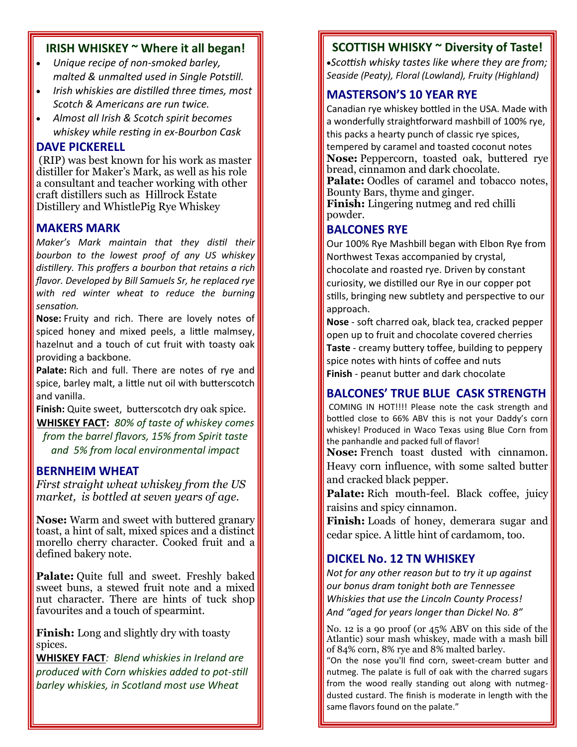## IRISH WHISKEY ~ Where it all began!

- *Unique recipe of non-smoked barley, malted & unmalted used in Single Potstill.*
- *Irish whiskies are distilled three times, most Scotch & Americans are run twice.*
- *Almost all Irish & Scotch spirit becomes whiskey while resting in ex-Bourbon Cask*

### DAVE PICKERELL

(RIP) was best known for his work as master distiller for Maker's Mark, as well as his role a consultant and teacher working with other craft distillers such as Hillrock Estate Distillery and WhistlePig Rye Whiskey

### MAKERS MARK

*Maker's Mark maintain that they distil their bourbon to the lowest proof of any US whiskey distillery. This proffers a bourbon that retains a rich flavor. Developed by Bill Samuels Sr, he replaced rye with red winter wheat to reduce the burning sensation.*

**Nose:** Fruity and rich. There are lovely notes of spiced honey and mixed peels, a little malmsey, hazelnut and a touch of cut fruit with toasty oak providing a backbone.

**Palate:** Rich and full. There are notes of rye and spice, barley malt, a little nut oil with butterscotch and vanilla.

**Finish:** Quite sweet, butterscotch dry oak spice.

**WHISKEY FACT:** *80% of taste of whiskey comes from the barrel flavors, 15% from Spirit taste and 5% from local environmental impact*

### BERNHEIM WHEAT

*First straight wheat whiskey from the US market, is bottled at seven years of age.*

**Nose:** Warm and sweet with buttered granary toast, a hint of salt, mixed spices and a distinct morello cherry character. Cooked fruit and a defined bakery note.

**Palate:** Quite full and sweet. Freshly baked sweet buns, a stewed fruit note and a mixed nut character. There are hints of tuck shop favourites and a touch of spearmint.

**Finish:** Long and slightly dry with toasty spices.

**WHISKEY FACT***: Blend whiskies in Ireland are produced with Corn whiskies added to pot-still barley whiskies, in Scotland most use Wheat*

## SCOTTISH WHISKY ~ Diversity of Taste!

- *Scottish whisky tastes like where they are from; Seaside (Peaty), Floral (Lowland), Fruity (Highland)*

### MASTERSON'S 10 YEAR RYE

Canadian rye whiskey bottled in the USA. Made with a wonderfully straightforward mashbill of 100% rye, this packs a hearty punch of classic rye spices, tempered by caramel and toasted coconut notes

**Nose:** Peppercorn, toasted oak, buttered rye bread, cinnamon and dark chocolate.

**Palate:** Oodles of caramel and tobacco notes, Bounty Bars, thyme and ginger.

**Finish:** Lingering nutmeg and red chilli powder.

### BALCONES RYE

Our 100% Rye Mashbill began with Elbon Rye from Northwest Texas accompanied by crystal, chocolate and roasted rye. Driven by constant curiosity, we distilled our Rye in our copper pot stills, bringing new subtlety and perspective to our approach.

**Nose** - soft charred oak, black tea, cracked pepper open up to fruit and chocolate covered cherries

**Taste** - creamy buttery toffee, building to peppery spice notes with hints of coffee and nuts

**Finish** - peanut butter and dark chocolate

### BALCONES' TRUE BLUE CASK STRENGTH

COMING IN HOT!!!! Please note the cask strength and bottled close to 66% ABV this is not your Daddy's corn whiskey! Produced in Waco Texas using Blue Corn from the panhandle and packed full of flavor!

**Nose:** French toast dusted with cinnamon. Heavy corn influence, with some salted butter and cracked black pepper.

**Palate:** Rich mouth-feel. Black coffee, juicy raisins and spicy cinnamon.

**Finish:** Loads of honey, demerara sugar and cedar spice. A little hint of cardamom, too.

### DICKEL No. 12 TN WHISKEY

*Not for any other reason but to try it up against our bonus dram tonight both are Tennessee Whiskies that use the Lincoln County Process! And "aged for years longer than Dickel No. 8"*

No. 12 is a 90 proof (or 45% ABV on this side of the Atlantic) sour mash whiskey, made with a mash bill of 84% corn, 8% rye and 8% malted barley.

"On the nose you'll find corn, sweet-cream butter and nutmeg. The palate is full of oak with the charred sugars from the wood really standing out along with nutmeg-dusted custard. The finish is moderate in length with the same flavors found on the palate."